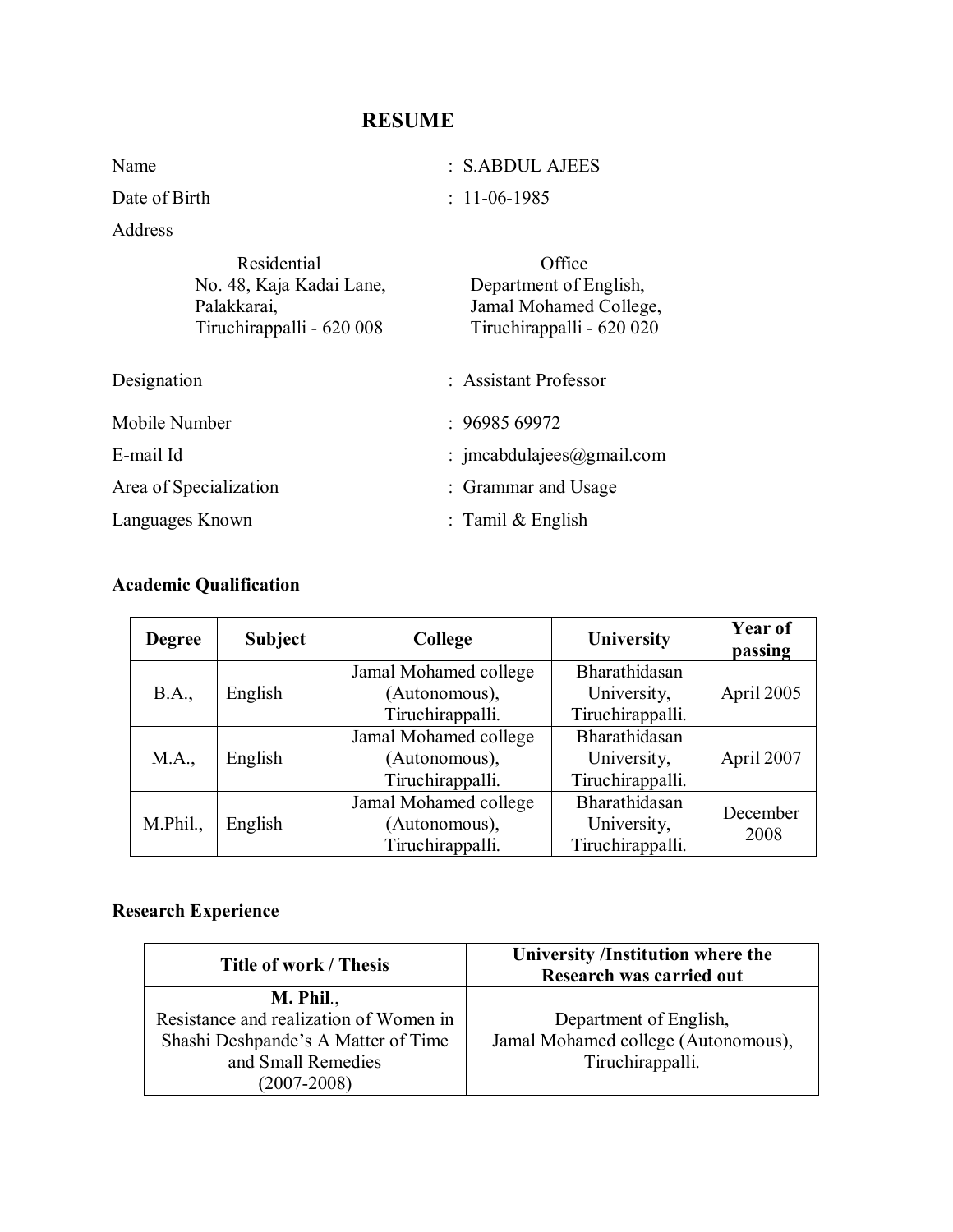# RESUME

Name : S.ABDUL AJEES

Date of Birth : 11-06-1985

Address

| Residential | Office |
|---|---|
| No. 48, Kaja Kadai Lane,<br>Palakkarai,<br>Tiruchirappalli - 620 008 | Department of English,<br>Jamal Mohamed College,<br>Tiruchirappalli - 620 020 |

Designation : Assistant Professor

Mobile Number : 96985 69972

E-mail Id : jmcabdulajees@gmail.com

Area of Specialization : Grammar and Usage

Languages Known : Tamil & English

**Academic Qualification**

| Degree | Subject | College | University | Year of passing |
|---|---|---|---|---|
| B.A., | English | Jamal Mohamed college (Autonomous), Tiruchirappalli. | Bharathidasan University, Tiruchirappalli. | April 2005 |
| M.A., | English | Jamal Mohamed college (Autonomous), Tiruchirappalli. | Bharathidasan University, Tiruchirappalli. | April 2007 |
| M.Phil., | English | Jamal Mohamed college (Autonomous), Tiruchirappalli. | Bharathidasan University, Tiruchirappalli. | December 2008 |

**Research Experience**

| Title of work / Thesis | University /Institution where the Research was carried out |
|---|---|
| **M. Phil**.,<br>Resistance and realization of Women in Shashi Deshpande's A Matter of Time and Small Remedies<br>(2007-2008) | Department of English,<br>Jamal Mohamed college (Autonomous),<br>Tiruchirappalli. |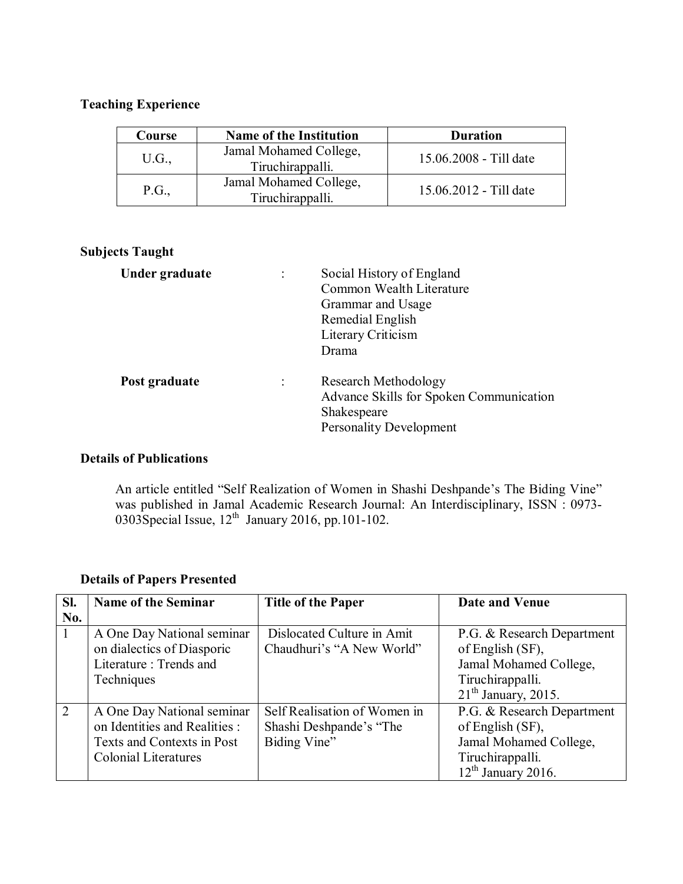**Teaching Experience**

| Course | Name of the Institution | Duration |
|---|---|---|
| U.G., | Jamal Mohamed College, Tiruchirappalli. | 15.06.2008 - Till date |
| P.G., | Jamal Mohamed College, Tiruchirappalli. | 15.06.2012 - Till date |

**Subjects Taught**

**Under graduate** : Social History of England
Common Wealth Literature
Grammar and Usage
Remedial English
Literary Criticism
Drama

**Post graduate** : Research Methodology
Advance Skills for Spoken Communication
Shakespeare
Personality Development

**Details of Publications**

An article entitled "Self Realization of Women in Shashi Deshpande's The Biding Vine" was published in Jamal Academic Research Journal: An Interdisciplinary, ISSN : 0973-0303Special Issue, 12th January 2016, pp.101-102.

**Details of Papers Presented**

| Sl. No. | Name of the Seminar | Title of the Paper | Date and Venue |
|---|---|---|---|
| 1 | A One Day National seminar on dialectics of Diasporic Literature : Trends and Techniques | Dislocated Culture in Amit Chaudhuri's "A New World" | P.G. & Research Department of English (SF), Jamal Mohamed College, Tiruchirappalli. 21th January, 2015. |
| 2 | A One Day National seminar on Identities and Realities : Texts and Contexts in Post Colonial Literatures | Self Realisation of Women in Shashi Deshpande's "The Biding Vine" | P.G. & Research Department of English (SF), Jamal Mohamed College, Tiruchirappalli. 12th January 2016. |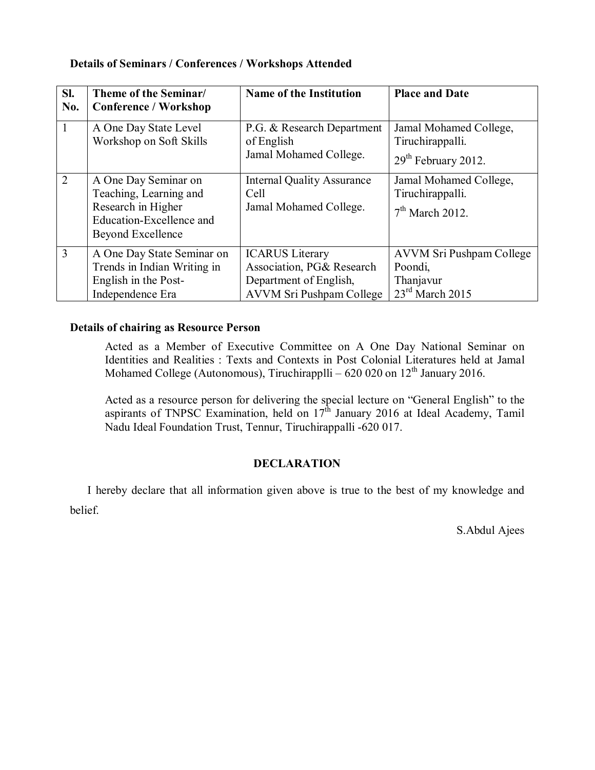**Details of Seminars / Conferences / Workshops Attended**

| Sl. No. | Theme of the Seminar/ Conference / Workshop | Name of the Institution | Place and Date |
|---|---|---|---|
| 1 | A One Day State Level Workshop on Soft Skills | P.G. & Research Department of English Jamal Mohamed College. | Jamal Mohamed College, Tiruchirappalli. 29th February 2012. |
| 2 | A One Day Seminar on Teaching, Learning and Research in Higher Education-Excellence and Beyond Excellence | Internal Quality Assurance Cell Jamal Mohamed College. | Jamal Mohamed College, Tiruchirappalli. 7th March 2012. |
| 3 | A One Day State Seminar on Trends in Indian Writing in English in the Post-Independence Era | ICARUS Literary Association, PG& Research Department of English, AVVM Sri Pushpam College | AVVM Sri Pushpam College Poondi, Thanjavur 23rd March 2015 |

**Details of chairing as Resource Person**

Acted as a Member of Executive Committee on A One Day National Seminar on Identities and Realities : Texts and Contexts in Post Colonial Literatures held at Jamal Mohamed College (Autonomous), Tiruchirappllì – 620 020 on 12th January 2016.

Acted as a resource person for delivering the special lecture on "General English" to the aspirants of TNPSC Examination, held on 17th January 2016 at Ideal Academy, Tamil Nadu Ideal Foundation Trust, Tennur, Tiruchirappalli -620 017.

**DECLARATION**

I hereby declare that all information given above is true to the best of my knowledge and belief.

S.Abdul Ajees